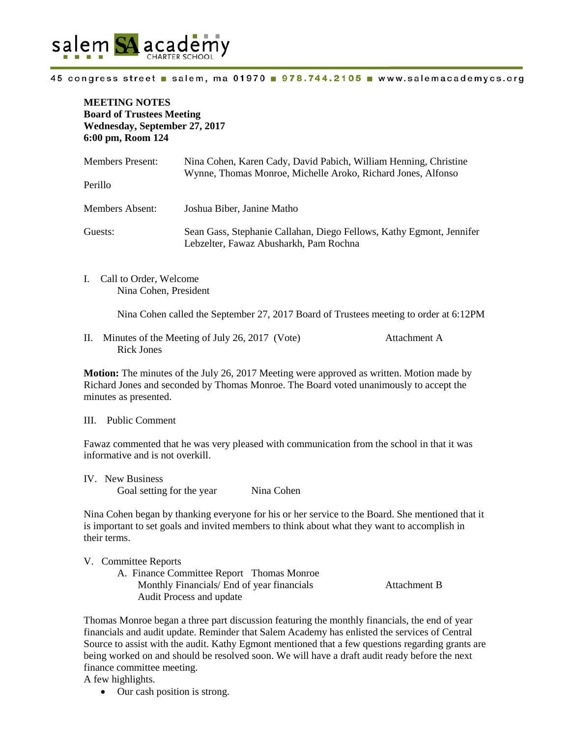salem SA academy CHARTER SCHOOL

45 congress street ■ salem, ma 01970 ■ 978.744.2105 ■ www.salemacademycs.org

**MEETING NOTES**
**Board of Trustees Meeting**
**Wednesday, September 27, 2017**
**6:00 pm, Room 124**

Members Present: Nina Cohen, Karen Cady, David Pabich, William Henning, Christine Wynne, Thomas Monroe, Michelle Aroko, Richard Jones, Alfonso Perillo

Members Absent: Joshua Biber, Janine Matho

Guests: Sean Gass, Stephanie Callahan, Diego Fellows, Kathy Egmont, Jennifer Lebzelter, Fawaz Abusharkh, Pam Rochna

I. Call to Order, Welcome
Nina Cohen, President

Nina Cohen called the September 27, 2017 Board of Trustees meeting to order at 6:12PM

II. Minutes of the Meeting of July 26, 2017 (Vote) Attachment A
Rick Jones

**Motion:** The minutes of the July 26, 2017 Meeting were approved as written. Motion made by Richard Jones and seconded by Thomas Monroe. The Board voted unanimously to accept the minutes as presented.

III. Public Comment

Fawaz commented that he was very pleased with communication from the school in that it was informative and is not overkill.

IV. New Business
Goal setting for the year Nina Cohen

Nina Cohen began by thanking everyone for his or her service to the Board. She mentioned that it is important to set goals and invited members to think about what they want to accomplish in their terms.

V. Committee Reports
A. Finance Committee Report Thomas Monroe
Monthly Financials/ End of year financials Attachment B
Audit Process and update

Thomas Monroe began a three part discussion featuring the monthly financials, the end of year financials and audit update. Reminder that Salem Academy has enlisted the services of Central Source to assist with the audit. Kathy Egmont mentioned that a few questions regarding grants are being worked on and should be resolved soon. We will have a draft audit ready before the next finance committee meeting.
A few highlights.

- Our cash position is strong.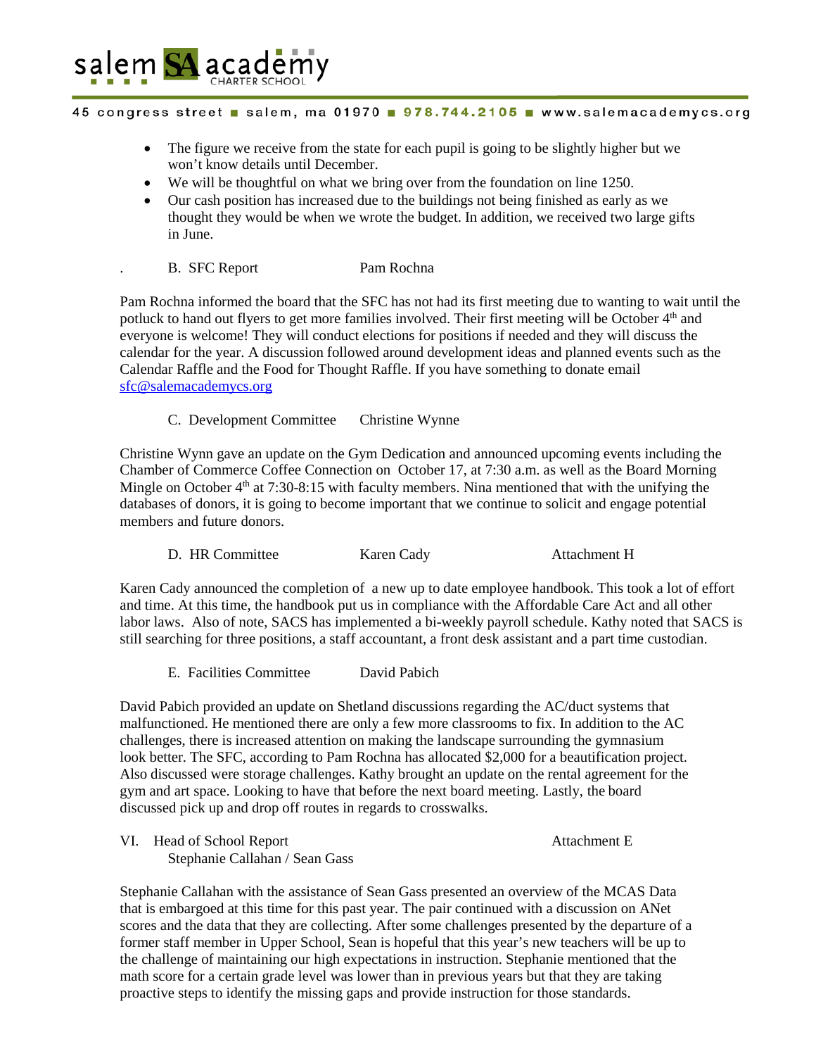- The figure we receive from the state for each pupil is going to be slightly higher but we won't know details until December.
- We will be thoughtful on what we bring over from the foundation on line 1250.
- Our cash position has increased due to the buildings not being finished as early as we thought they would be when we wrote the budget. In addition, we received two large gifts in June.

. B. SFC Report Pam Rochna

Pam Rochna informed the board that the SFC has not had its first meeting due to wanting to wait until the potluck to hand out flyers to get more families involved. Their first meeting will be October 4th and everyone is welcome! They will conduct elections for positions if needed and they will discuss the calendar for the year. A discussion followed around development ideas and planned events such as the Calendar Raffle and the Food for Thought Raffle. If you have something to donate email sfc@salemacademycs.org

C. Development Committee Christine Wynne

Christine Wynn gave an update on the Gym Dedication and announced upcoming events including the Chamber of Commerce Coffee Connection on October 17, at 7:30 a.m. as well as the Board Morning Mingle on October 4th at 7:30-8:15 with faculty members. Nina mentioned that with the unifying the databases of donors, it is going to become important that we continue to solicit and engage potential members and future donors.

D. HR Committee Karen Cady Attachment H

Karen Cady announced the completion of a new up to date employee handbook. This took a lot of effort and time. At this time, the handbook put us in compliance with the Affordable Care Act and all other labor laws. Also of note, SACS has implemented a bi-weekly payroll schedule. Kathy noted that SACS is still searching for three positions, a staff accountant, a front desk assistant and a part time custodian.

E. Facilities Committee David Pabich

David Pabich provided an update on Shetland discussions regarding the AC/duct systems that malfunctioned. He mentioned there are only a few more classrooms to fix. In addition to the AC challenges, there is increased attention on making the landscape surrounding the gymnasium look better. The SFC, according to Pam Rochna has allocated $2,000 for a beautification project. Also discussed were storage challenges. Kathy brought an update on the rental agreement for the gym and art space. Looking to have that before the next board meeting. Lastly, the board discussed pick up and drop off routes in regards to crosswalks.

VI. Head of School Report Attachment E
Stephanie Callahan / Sean Gass

Stephanie Callahan with the assistance of Sean Gass presented an overview of the MCAS Data that is embargoed at this time for this past year. The pair continued with a discussion on ANet scores and the data that they are collecting. After some challenges presented by the departure of a former staff member in Upper School, Sean is hopeful that this year's new teachers will be up to the challenge of maintaining our high expectations in instruction. Stephanie mentioned that the math score for a certain grade level was lower than in previous years but that they are taking proactive steps to identify the missing gaps and provide instruction for those standards.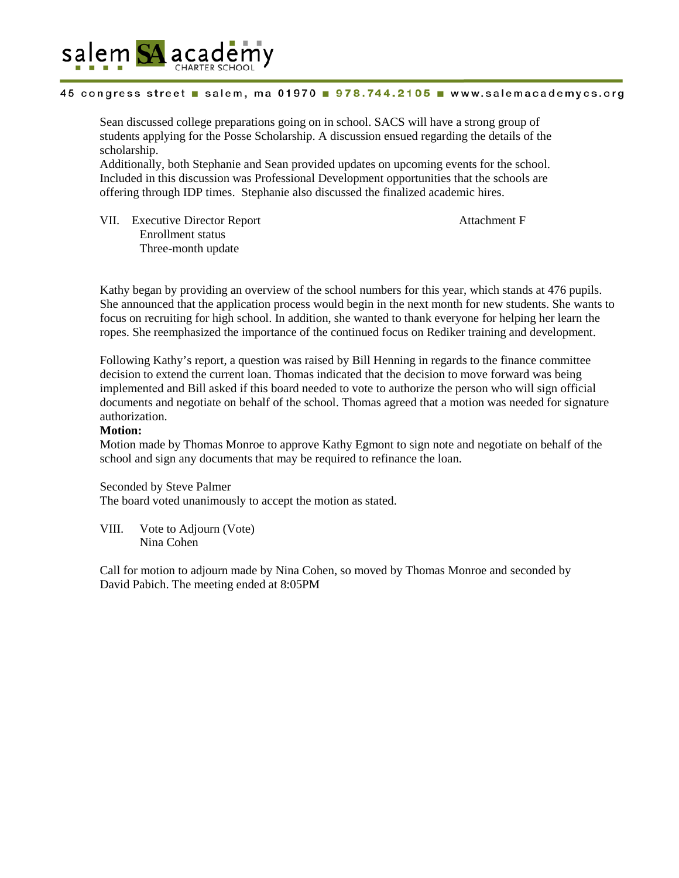Sean discussed college preparations going on in school. SACS will have a strong group of students applying for the Posse Scholarship. A discussion ensued regarding the details of the scholarship.

Additionally, both Stephanie and Sean provided updates on upcoming events for the school. Included in this discussion was Professional Development opportunities that the schools are offering through IDP times. Stephanie also discussed the finalized academic hires.

VII. Executive Director Report — Attachment F
Enrollment status
Three-month update

Kathy began by providing an overview of the school numbers for this year, which stands at 476 pupils. She announced that the application process would begin in the next month for new students. She wants to focus on recruiting for high school. In addition, she wanted to thank everyone for helping her learn the ropes. She reemphasized the importance of the continued focus on Rediker training and development.

Following Kathy's report, a question was raised by Bill Henning in regards to the finance committee decision to extend the current loan. Thomas indicated that the decision to move forward was being implemented and Bill asked if this board needed to vote to authorize the person who will sign official documents and negotiate on behalf of the school. Thomas agreed that a motion was needed for signature authorization.

**Motion:**

Motion made by Thomas Monroe to approve Kathy Egmont to sign note and negotiate on behalf of the school and sign any documents that may be required to refinance the loan.

Seconded by Steve Palmer
The board voted unanimously to accept the motion as stated.

VIII. Vote to Adjourn (Vote)
Nina Cohen

Call for motion to adjourn made by Nina Cohen, so moved by Thomas Monroe and seconded by David Pabich. The meeting ended at 8:05PM